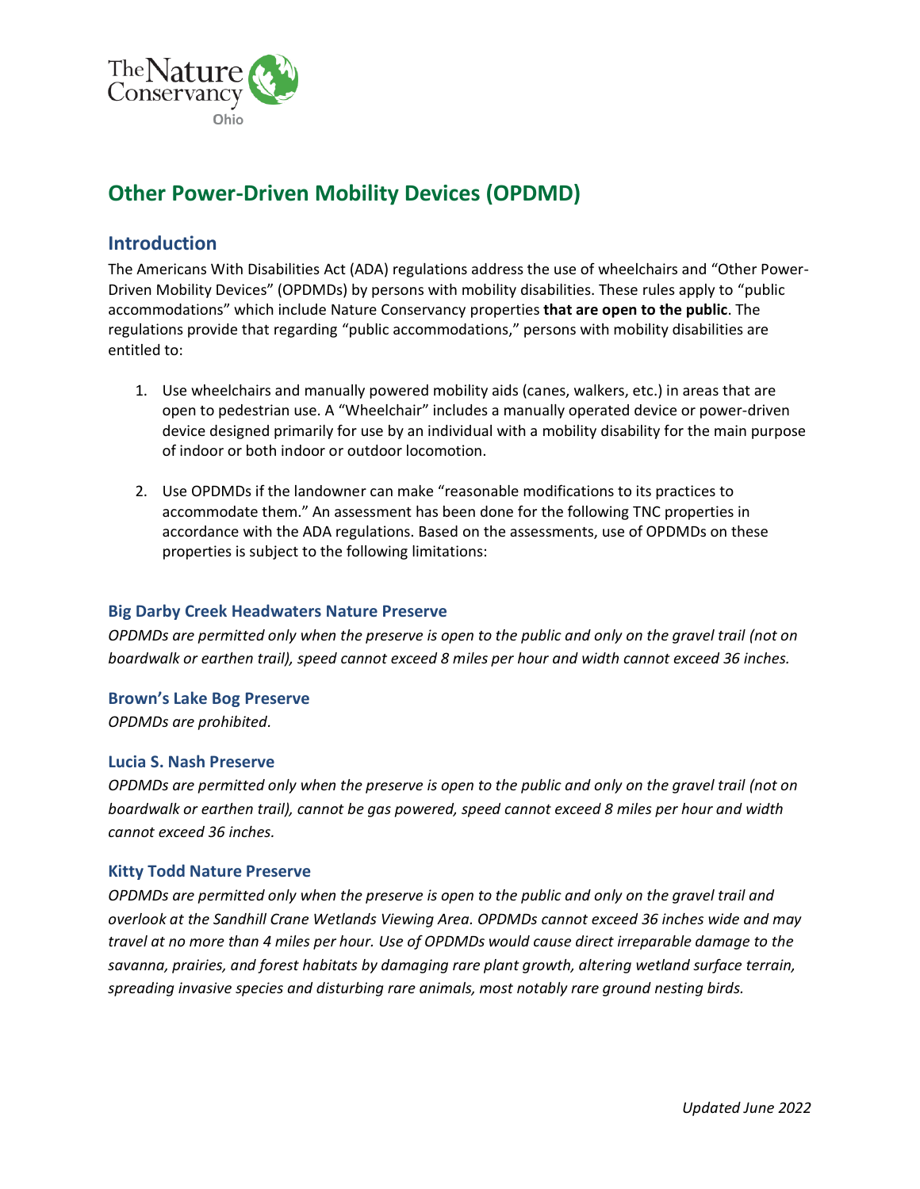# Other Power-Driven Mobility Devices (OPDMD)

## Introduction

The Americans With Disabilities Act (ADA) regulations address the use of wheelchairs and "Other Power-Driven Mobility Devices" (OPDMDs) by persons with mobility disabilities. These rules apply to "public accommodations" which include Nature Conservancy properties **that are open to the public**. The regulations provide that regarding "public accommodations," persons with mobility disabilities are entitled to:

1. Use wheelchairs and manually powered mobility aids (canes, walkers, etc.) in areas that are open to pedestrian use. A "Wheelchair" includes a manually operated device or power-driven device designed primarily for use by an individual with a mobility disability for the main purpose of indoor or both indoor or outdoor locomotion.

2. Use OPDMDs if the landowner can make "reasonable modifications to its practices to accommodate them." An assessment has been done for the following TNC properties in accordance with the ADA regulations. Based on the assessments, use of OPDMDs on these properties is subject to the following limitations:

### Big Darby Creek Headwaters Nature Preserve

*OPDMDs are permitted only when the preserve is open to the public and only on the gravel trail (not on boardwalk or earthen trail), speed cannot exceed 8 miles per hour and width cannot exceed 36 inches.*

### Brown's Lake Bog Preserve

*OPDMDs are prohibited.*

### Lucia S. Nash Preserve

*OPDMDs are permitted only when the preserve is open to the public and only on the gravel trail (not on boardwalk or earthen trail), cannot be gas powered, speed cannot exceed 8 miles per hour and width cannot exceed 36 inches.*

### Kitty Todd Nature Preserve

*OPDMDs are permitted only when the preserve is open to the public and only on the gravel trail and overlook at the Sandhill Crane Wetlands Viewing Area. OPDMDs cannot exceed 36 inches wide and may travel at no more than 4 miles per hour. Use of OPDMDs would cause direct irreparable damage to the savanna, prairies, and forest habitats by damaging rare plant growth, altering wetland surface terrain, spreading invasive species and disturbing rare animals, most notably rare ground nesting birds.*

*Updated June 2022*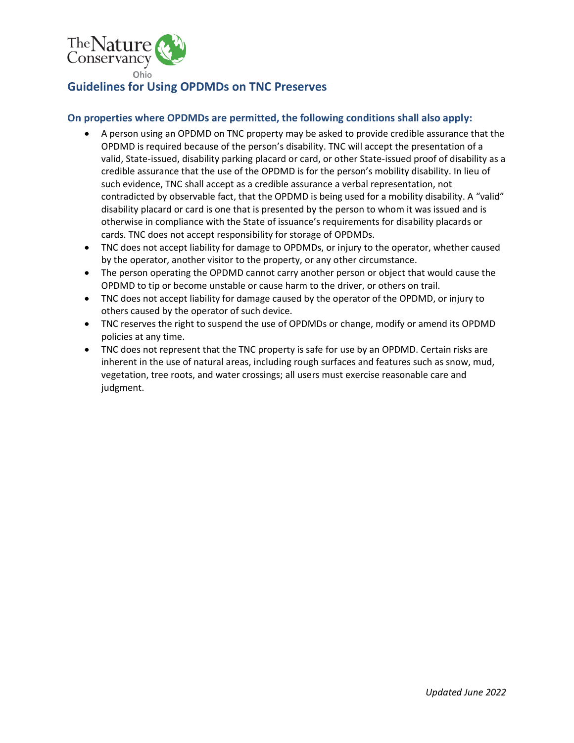The Nature Conservancy
Ohio

## Guidelines for Using OPDMDs on TNC Preserves

### On properties where OPDMDs are permitted, the following conditions shall also apply:

- A person using an OPDMD on TNC property may be asked to provide credible assurance that the OPDMD is required because of the person's disability. TNC will accept the presentation of a valid, State-issued, disability parking placard or card, or other State-issued proof of disability as a credible assurance that the use of the OPDMD is for the person's mobility disability. In lieu of such evidence, TNC shall accept as a credible assurance a verbal representation, not contradicted by observable fact, that the OPDMD is being used for a mobility disability. A "valid" disability placard or card is one that is presented by the person to whom it was issued and is otherwise in compliance with the State of issuance's requirements for disability placards or cards. TNC does not accept responsibility for storage of OPDMDs.
- TNC does not accept liability for damage to OPDMDs, or injury to the operator, whether caused by the operator, another visitor to the property, or any other circumstance.
- The person operating the OPDMD cannot carry another person or object that would cause the OPDMD to tip or become unstable or cause harm to the driver, or others on trail.
- TNC does not accept liability for damage caused by the operator of the OPDMD, or injury to others caused by the operator of such device.
- TNC reserves the right to suspend the use of OPDMDs or change, modify or amend its OPDMD policies at any time.
- TNC does not represent that the TNC property is safe for use by an OPDMD. Certain risks are inherent in the use of natural areas, including rough surfaces and features such as snow, mud, vegetation, tree roots, and water crossings; all users must exercise reasonable care and judgment.

*Updated June 2022*